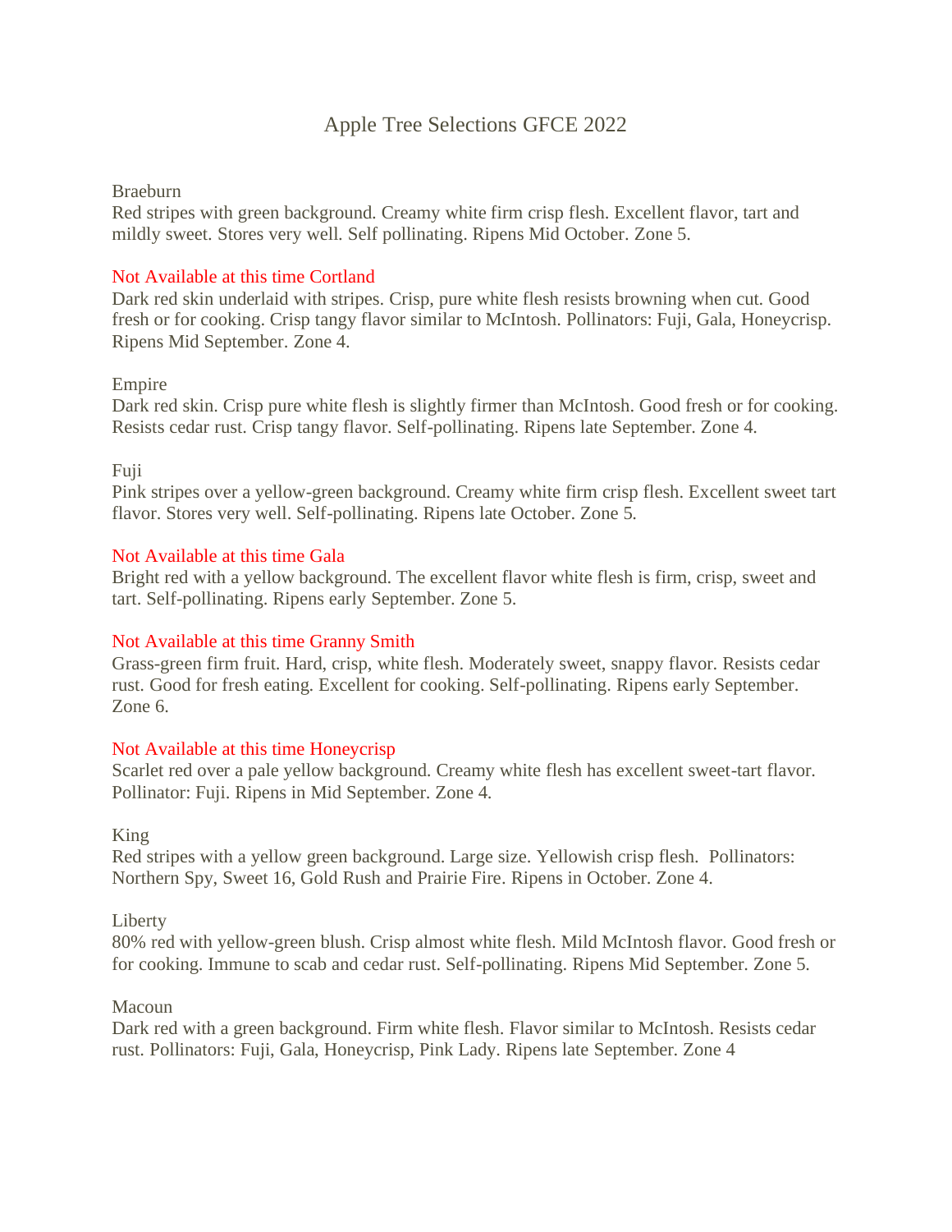# Apple Tree Selections GFCE 2022

Braeburn
Red stripes with green background. Creamy white firm crisp flesh. Excellent flavor, tart and mildly sweet. Stores very well. Self pollinating. Ripens Mid October. Zone 5.

Not Available at this time Cortland
Dark red skin underlaid with stripes. Crisp, pure white flesh resists browning when cut. Good fresh or for cooking. Crisp tangy flavor similar to McIntosh. Pollinators: Fuji, Gala, Honeycrisp. Ripens Mid September. Zone 4.

Empire
Dark red skin. Crisp pure white flesh is slightly firmer than McIntosh. Good fresh or for cooking. Resists cedar rust. Crisp tangy flavor. Self-pollinating. Ripens late September. Zone 4.

Fuji
Pink stripes over a yellow-green background. Creamy white firm crisp flesh. Excellent sweet tart flavor. Stores very well. Self-pollinating. Ripens late October. Zone 5.

Not Available at this time Gala
Bright red with a yellow background. The excellent flavor white flesh is firm, crisp, sweet and tart. Self-pollinating. Ripens early September. Zone 5.

Not Available at this time Granny Smith
Grass-green firm fruit. Hard, crisp, white flesh. Moderately sweet, snappy flavor. Resists cedar rust. Good for fresh eating. Excellent for cooking. Self-pollinating. Ripens early September. Zone 6.

Not Available at this time Honeycrisp
Scarlet red over a pale yellow background. Creamy white flesh has excellent sweet-tart flavor. Pollinator: Fuji. Ripens in Mid September. Zone 4.

King
Red stripes with a yellow green background. Large size. Yellowish crisp flesh. Pollinators: Northern Spy, Sweet 16, Gold Rush and Prairie Fire. Ripens in October. Zone 4.

Liberty
80% red with yellow-green blush. Crisp almost white flesh. Mild McIntosh flavor. Good fresh or for cooking. Immune to scab and cedar rust. Self-pollinating. Ripens Mid September. Zone 5.

Macoun
Dark red with a green background. Firm white flesh. Flavor similar to McIntosh. Resists cedar rust. Pollinators: Fuji, Gala, Honeycrisp, Pink Lady. Ripens late September. Zone 4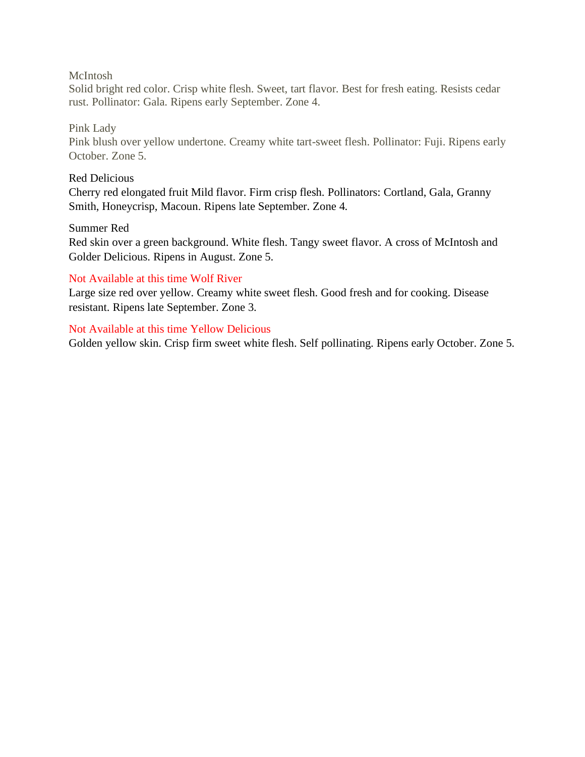McIntosh

Solid bright red color. Crisp white flesh. Sweet, tart flavor. Best for fresh eating. Resists cedar rust. Pollinator: Gala. Ripens early September. Zone 4.

Pink Lady

Pink blush over yellow undertone. Creamy white tart-sweet flesh. Pollinator: Fuji. Ripens early October. Zone 5.

Red Delicious

Cherry red elongated fruit Mild flavor. Firm crisp flesh. Pollinators: Cortland, Gala, Granny Smith, Honeycrisp, Macoun. Ripens late September. Zone 4.

Summer Red

Red skin over a green background. White flesh. Tangy sweet flavor. A cross of McIntosh and Golder Delicious. Ripens in August. Zone 5.

Not Available at this time Wolf River

Large size red over yellow. Creamy white sweet flesh. Good fresh and for cooking. Disease resistant. Ripens late September. Zone 3.

Not Available at this time Yellow Delicious

Golden yellow skin. Crisp firm sweet white flesh. Self pollinating. Ripens early October. Zone 5.